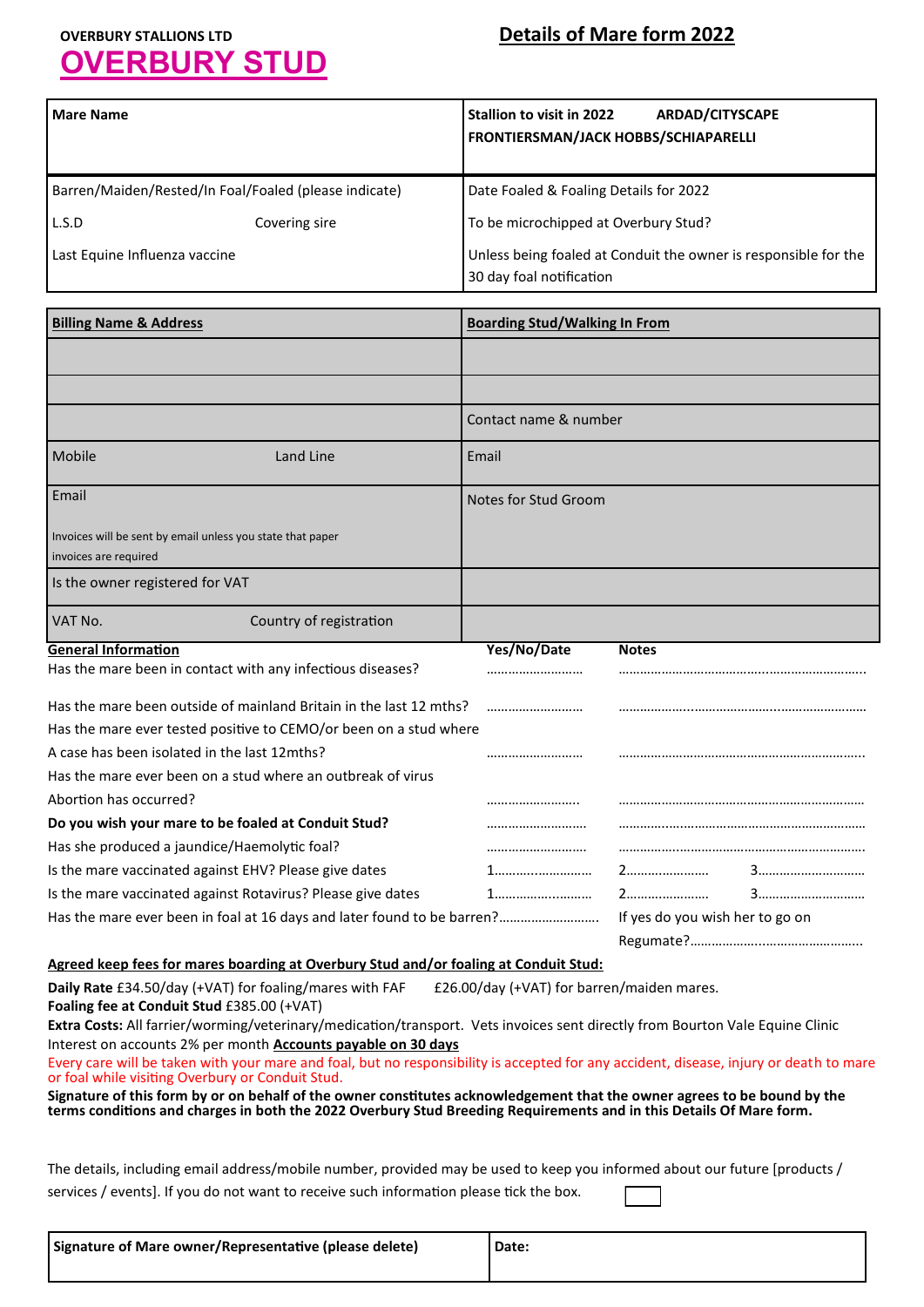OVERBURY STALLIONS LTD

# OVERBURY STUD

## Details of Mare form 2022

| Mare Name | Stallion to visit in 2022 ARDAD/CITYSCAPE FRONTIERSMAN/JACK HOBBS/SCHIAPARELLI |
|---|---|
| Barren/Maiden/Rested/In Foal/Foaled (please indicate) | Date Foaled & Foaling Details for 2022 |
| L.S.D Covering sire | To be microchipped at Overbury Stud? |
| Last Equine Influenza vaccine | Unless being foaled at Conduit the owner is responsible for the 30 day foal notification |

| **Billing Name & Address** | **Boarding Stud/Walking In From** |
|---|---|
| | |
| | |
| | Contact name & number |
| Mobile Land Line | Email |
| Email<br>Invoices will be sent by email unless you state that paper invoices are required | Notes for Stud Groom |
| Is the owner registered for VAT | |
| VAT No. Country of registration | |

| **General Information** | **Yes/No/Date** | **Notes** | |
|---|---|---|---|
| Has the mare been in contact with any infectious diseases? | ……………………… | ……………………………………………………………… | |
| Has the mare been outside of mainland Britain in the last 12 mths? | ……………………… | ……………………………………………………………… | |
| Has the mare ever tested positive to CEMO/or been on a stud where A case has been isolated in the last 12mths? | ……………………… | ……………………………………………………………… | |
| Has the mare ever been on a stud where an outbreak of virus Abortion has occurred? | ……………………… | ……………………………………………………………… | |
| **Do you wish your mare to be foaled at Conduit Stud?** | ……………………… | ……………………………………………………………… | |
| Has she produced a jaundice/Haemolytic foal? | ……………………… | ……………………………………………………………… | |
| Is the mare vaccinated against EHV? Please give dates | 1……………………… | 2…………………… | 3………………………… |
| Is the mare vaccinated against Rotavirus? Please give dates | 1……………………… | 2…………………… | 3………………………… |
| Has the mare ever been in foal at 16 days and later found to be barren?……………………… | | If yes do you wish her to go on Regumate?…………………………………………… | |

**Agreed keep fees for mares boarding at Overbury Stud and/or foaling at Conduit Stud:**

**Daily Rate** £34.50/day (+VAT) for foaling/mares with FAF £26.00/day (+VAT) for barren/maiden mares.
**Foaling fee at Conduit Stud** £385.00 (+VAT)

**Extra Costs:** All farrier/worming/veterinary/medication/transport. Vets invoices sent directly from Bourton Vale Equine Clinic
Interest on accounts 2% per month **Accounts payable on 30 days**

Every care will be taken with your mare and foal, but no responsibility is accepted for any accident, disease, injury or death to mare or foal while visiting Overbury or Conduit Stud.

**Signature of this form by or on behalf of the owner constitutes acknowledgement that the owner agrees to be bound by the terms conditions and charges in both the 2022 Overbury Stud Breeding Requirements and in this Details Of Mare form.**

The details, including email address/mobile number, provided may be used to keep you informed about our future [products / services / events]. If you do not want to receive such information please tick the box. ☐

| **Signature of Mare owner/Representative (please delete)** | **Date:** |
|---|---|
| | |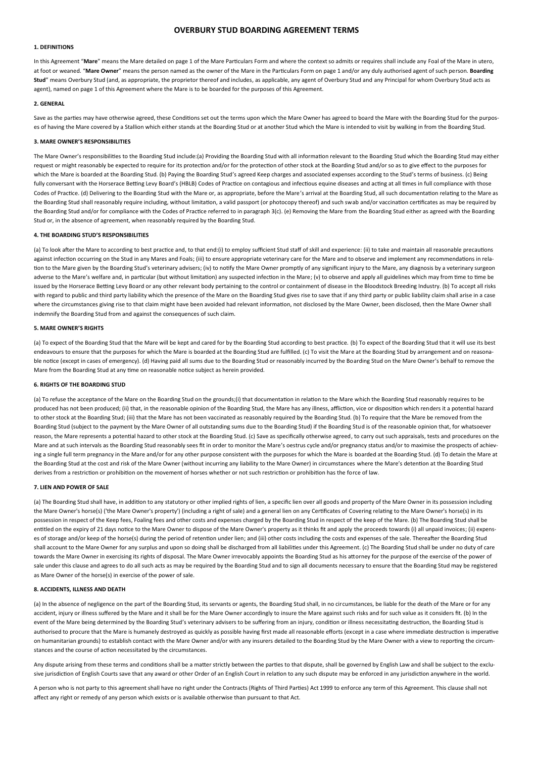# OVERBURY STUD BOARDING AGREEMENT TERMS

## 1. DEFINITIONS

In this Agreement "**Mare**" means the Mare detailed on page 1 of the Mare Particulars Form and where the context so admits or requires shall include any Foal of the Mare in utero, at foot or weaned. "**Mare Owner**" means the person named as the owner of the Mare in the Particulars Form on page 1 and/or any duly authorised agent of such person. **Boarding Stud**" means Overbury Stud (and, as appropriate, the proprietor thereof and includes, as applicable, any agent of Overbury Stud and any Principal for whom Overbury Stud acts as agent), named on page 1 of this Agreement where the Mare is to be boarded for the purposes of this Agreement.

## 2. GENERAL

Save as the parties may have otherwise agreed, these Conditions set out the terms upon which the Mare Owner has agreed to board the Mare with the Boarding Stud for the purposes of having the Mare covered by a Stallion which either stands at the Boarding Stud or at another Stud which the Mare is intended to visit by walking in from the Boarding Stud.

## 3. MARE OWNER'S RESPONSIBILITIES

The Mare Owner's responsibilities to the Boarding Stud include:(a) Providing the Boarding Stud with all information relevant to the Boarding Stud which the Boarding Stud may either request or might reasonably be expected to require for its protection and/or for the protection of other stock at the Boarding Stud and/or so as to give effect to the purposes for which the Mare is boarded at the Boarding Stud. (b) Paying the Boarding Stud's agreed Keep charges and associated expenses according to the Stud's terms of business. (c) Being fully conversant with the Horserace Betting Levy Board's (HBLB) Codes of Practice on contagious and infectious equine diseases and acting at all times in full compliance with those Codes of Practice. (d) Delivering to the Boarding Stud with the Mare or, as appropriate, before the Mare's arrival at the Boarding Stud, all such documentation relating to the Mare as the Boarding Stud shall reasonably require including, without limitation, a valid passport (or photocopy thereof) and such swab and/or vaccination certificates as may be required by the Boarding Stud and/or for compliance with the Codes of Practice referred to in paragraph 3(c). (e) Removing the Mare from the Boarding Stud either as agreed with the Boarding Stud or, in the absence of agreement, when reasonably required by the Boarding Stud.

## 4. THE BOARDING STUD'S RESPONSIBILITIES

(a) To look after the Mare to according to best practice and, to that end:(i) to employ sufficient Stud staff of skill and experience: (ii) to take and maintain all reasonable precautions against infection occurring on the Stud in any Mares and Foals; (iii) to ensure appropriate veterinary care for the Mare and to observe and implement any recommendations in relation to the Mare given by the Boarding Stud's veterinary advisers; (iv) to notify the Mare Owner promptly of any significant injury to the Mare, any diagnosis by a veterinary surgeon adverse to the Mare's welfare and, in particular (but without limitation) any suspected infection in the Mare; (v) to observe and apply all guidelines which may from time to time be issued by the Horserace Betting Levy Board or any other relevant body pertaining to the control or containment of disease in the Bloodstock Breeding Industry. (b) To accept all risks with regard to public and third party liability which the presence of the Mare on the Boarding Stud gives rise to save that if any third party or public liability claim shall arise in a case where the circumstances giving rise to that claim might have been avoided had relevant information, not disclosed by the Mare Owner, been disclosed, then the Mare Owner shall indemnify the Boarding Stud from and against the consequences of such claim.

## 5. MARE OWNER'S RIGHTS

(a) To expect of the Boarding Stud that the Mare will be kept and cared for by the Boarding Stud according to best practice. (b) To expect of the Boarding Stud that it will use its best endeavours to ensure that the purposes for which the Mare is boarded at the Boarding Stud are fulfilled. (c) To visit the Mare at the Boarding Stud by arrangement and on reasonable notice (except in cases of emergency). (d) Having paid all sums due to the Boarding Stud or reasonably incurred by the Boarding Stud on the Mare Owner's behalf to remove the Mare from the Boarding Stud at any time on reasonable notice subject as herein provided.

## 6. RIGHTS OF THE BOARDING STUD

(a) To refuse the acceptance of the Mare on the Boarding Stud on the grounds;(i) that documentation in relation to the Mare which the Boarding Stud reasonably requires to be produced has not been produced; (ii) that, in the reasonable opinion of the Boarding Stud, the Mare has any illness, affliction, vice or disposition which renders it a potential hazard to other stock at the Boarding Stud; (iii) that the Mare has not been vaccinated as reasonably required by the Boarding Stud. (b) To require that the Mare be removed from the Boarding Stud (subject to the payment by the Mare Owner of all outstanding sums due to the Boarding Stud) if the Boarding Stud is of the reasonable opinion that, for whatsoever reason, the Mare represents a potential hazard to other stock at the Boarding Stud. (c) Save as specifically otherwise agreed, to carry out such appraisals, tests and procedures on the Mare and at such intervals as the Boarding Stud reasonably sees fit in order to monitor the Mare's oestrus cycle and/or pregnancy status and/or to maximise the prospects of achieving a single full term pregnancy in the Mare and/or for any other purpose consistent with the purposes for which the Mare is boarded at the Boarding Stud. (d) To detain the Mare at the Boarding Stud at the cost and risk of the Mare Owner (without incurring any liability to the Mare Owner) in circumstances where the Mare's detention at the Boarding Stud derives from a restriction or prohibition on the movement of horses whether or not such restriction or prohibition has the force of law.

## 7. LIEN AND POWER OF SALE

(a) The Boarding Stud shall have, in addition to any statutory or other implied rights of lien, a specific lien over all goods and property of the Mare Owner in its possession including the Mare Owner's horse(s) ('the Mare Owner's property') (including a right of sale) and a general lien on any Certificates of Covering relating to the Mare Owner's horse(s) in its possession in respect of the Keep fees, Foaling fees and other costs and expenses charged by the Boarding Stud in respect of the keep of the Mare. (b) The Boarding Stud shall be entitled on the expiry of 21 days notice to the Mare Owner to dispose of the Mare Owner's property as it thinks fit and apply the proceeds towards (i) all unpaid invoices; (ii) expenses of storage and/or keep of the horse(s) during the period of retention under lien; and (iii) other costs including the costs and expenses of the sale. Thereafter the Boarding Stud shall account to the Mare Owner for any surplus and upon so doing shall be discharged from all liabilities under this Agreement. (c) The Boarding Stud shall be under no duty of care towards the Mare Owner in exercising its rights of disposal. The Mare Owner irrevocably appoints the Boarding Stud as his attorney for the purpose of the exercise of the power of sale under this clause and agrees to do all such acts as may be required by the Boarding Stud and to sign all documents necessary to ensure that the Boarding Stud may be registered as Mare Owner of the horse(s) in exercise of the power of sale.

## 8. ACCIDENTS, ILLNESS AND DEATH

(a) In the absence of negligence on the part of the Boarding Stud, its servants or agents, the Boarding Stud shall, in no circumstances, be liable for the death of the Mare or for any accident, injury or illness suffered by the Mare and it shall be for the Mare Owner accordingly to insure the Mare against such risks and for such value as it considers fit. (b) In the event of the Mare being determined by the Boarding Stud's veterinary advisers to be suffering from an injury, condition or illness necessitating destruction, the Boarding Stud is authorised to procure that the Mare is humanely destroyed as quickly as possible having first made all reasonable efforts (except in a case where immediate destruction is imperative on humanitarian grounds) to establish contact with the Mare Owner and/or with any insurers detailed to the Boarding Stud by the Mare Owner with a view to reporting the circumstances and the course of action necessitated by the circumstances.

Any dispute arising from these terms and conditions shall be a matter strictly between the parties to that dispute, shall be governed by English Law and shall be subject to the exclusive jurisdiction of English Courts save that any award or other Order of an English Court in relation to any such dispute may be enforced in any jurisdiction anywhere in the world.

A person who is not party to this agreement shall have no right under the Contracts (Rights of Third Parties) Act 1999 to enforce any term of this Agreement. This clause shall not affect any right or remedy of any person which exists or is available otherwise than pursuant to that Act.